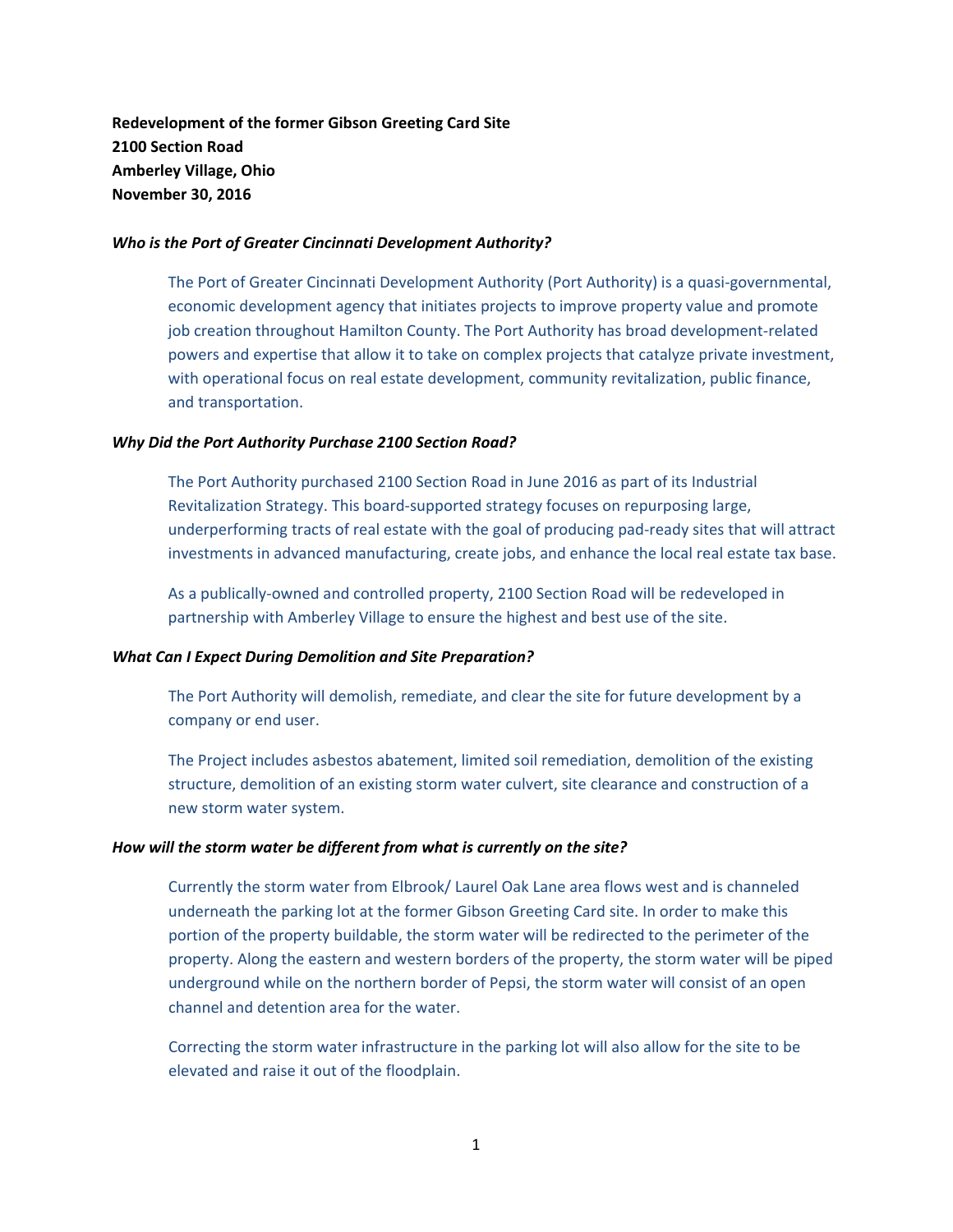**Redevelopment of the former Gibson Greeting Card Site**
**2100 Section Road**
**Amberley Village, Ohio**
**November 30, 2016**

***Who is the Port of Greater Cincinnati Development Authority?***

The Port of Greater Cincinnati Development Authority (Port Authority) is a quasi-governmental, economic development agency that initiates projects to improve property value and promote job creation throughout Hamilton County. The Port Authority has broad development-related powers and expertise that allow it to take on complex projects that catalyze private investment, with operational focus on real estate development, community revitalization, public finance, and transportation.

***Why Did the Port Authority Purchase 2100 Section Road?***

The Port Authority purchased 2100 Section Road in June 2016 as part of its Industrial Revitalization Strategy. This board-supported strategy focuses on repurposing large, underperforming tracts of real estate with the goal of producing pad-ready sites that will attract investments in advanced manufacturing, create jobs, and enhance the local real estate tax base.

As a publically-owned and controlled property, 2100 Section Road will be redeveloped in partnership with Amberley Village to ensure the highest and best use of the site.

***What Can I Expect During Demolition and Site Preparation?***

The Port Authority will demolish, remediate, and clear the site for future development by a company or end user.

The Project includes asbestos abatement, limited soil remediation, demolition of the existing structure, demolition of an existing storm water culvert, site clearance and construction of a new storm water system.

***How will the storm water be different from what is currently on the site?***

Currently the storm water from Elbrook/ Laurel Oak Lane area flows west and is channeled underneath the parking lot at the former Gibson Greeting Card site. In order to make this portion of the property buildable, the storm water will be redirected to the perimeter of the property. Along the eastern and western borders of the property, the storm water will be piped underground while on the northern border of Pepsi, the storm water will consist of an open channel and detention area for the water.

Correcting the storm water infrastructure in the parking lot will also allow for the site to be elevated and raise it out of the floodplain.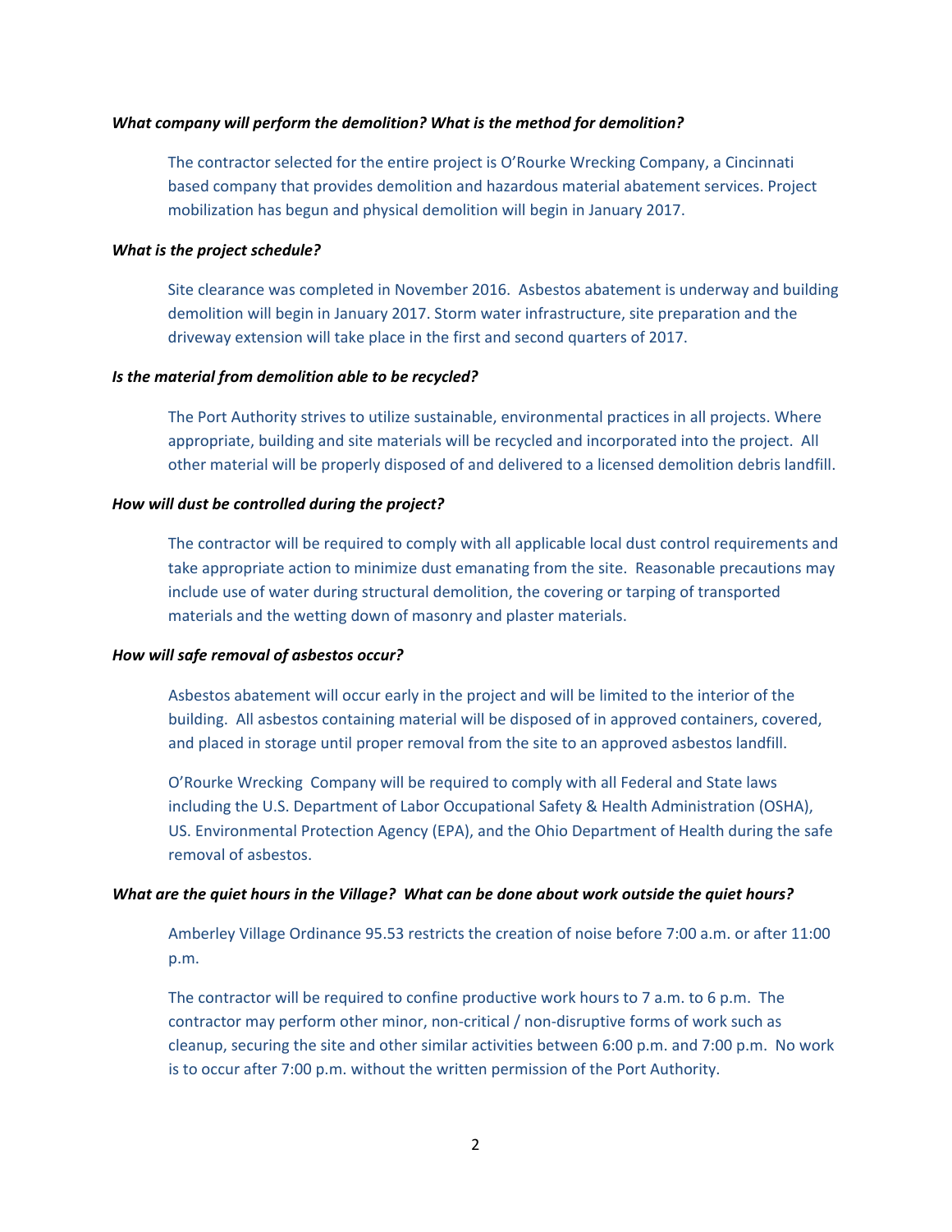***What company will perform the demolition? What is the method for demolition?***

The contractor selected for the entire project is O'Rourke Wrecking Company, a Cincinnati based company that provides demolition and hazardous material abatement services. Project mobilization has begun and physical demolition will begin in January 2017.

***What is the project schedule?***

Site clearance was completed in November 2016. Asbestos abatement is underway and building demolition will begin in January 2017. Storm water infrastructure, site preparation and the driveway extension will take place in the first and second quarters of 2017.

***Is the material from demolition able to be recycled?***

The Port Authority strives to utilize sustainable, environmental practices in all projects. Where appropriate, building and site materials will be recycled and incorporated into the project. All other material will be properly disposed of and delivered to a licensed demolition debris landfill.

***How will dust be controlled during the project?***

The contractor will be required to comply with all applicable local dust control requirements and take appropriate action to minimize dust emanating from the site. Reasonable precautions may include use of water during structural demolition, the covering or tarping of transported materials and the wetting down of masonry and plaster materials.

***How will safe removal of asbestos occur?***

Asbestos abatement will occur early in the project and will be limited to the interior of the building. All asbestos containing material will be disposed of in approved containers, covered, and placed in storage until proper removal from the site to an approved asbestos landfill.

O'Rourke Wrecking Company will be required to comply with all Federal and State laws including the U.S. Department of Labor Occupational Safety & Health Administration (OSHA), US. Environmental Protection Agency (EPA), and the Ohio Department of Health during the safe removal of asbestos.

***What are the quiet hours in the Village? What can be done about work outside the quiet hours?***

Amberley Village Ordinance 95.53 restricts the creation of noise before 7:00 a.m. or after 11:00 p.m.

The contractor will be required to confine productive work hours to 7 a.m. to 6 p.m. The contractor may perform other minor, non-critical / non-disruptive forms of work such as cleanup, securing the site and other similar activities between 6:00 p.m. and 7:00 p.m. No work is to occur after 7:00 p.m. without the written permission of the Port Authority.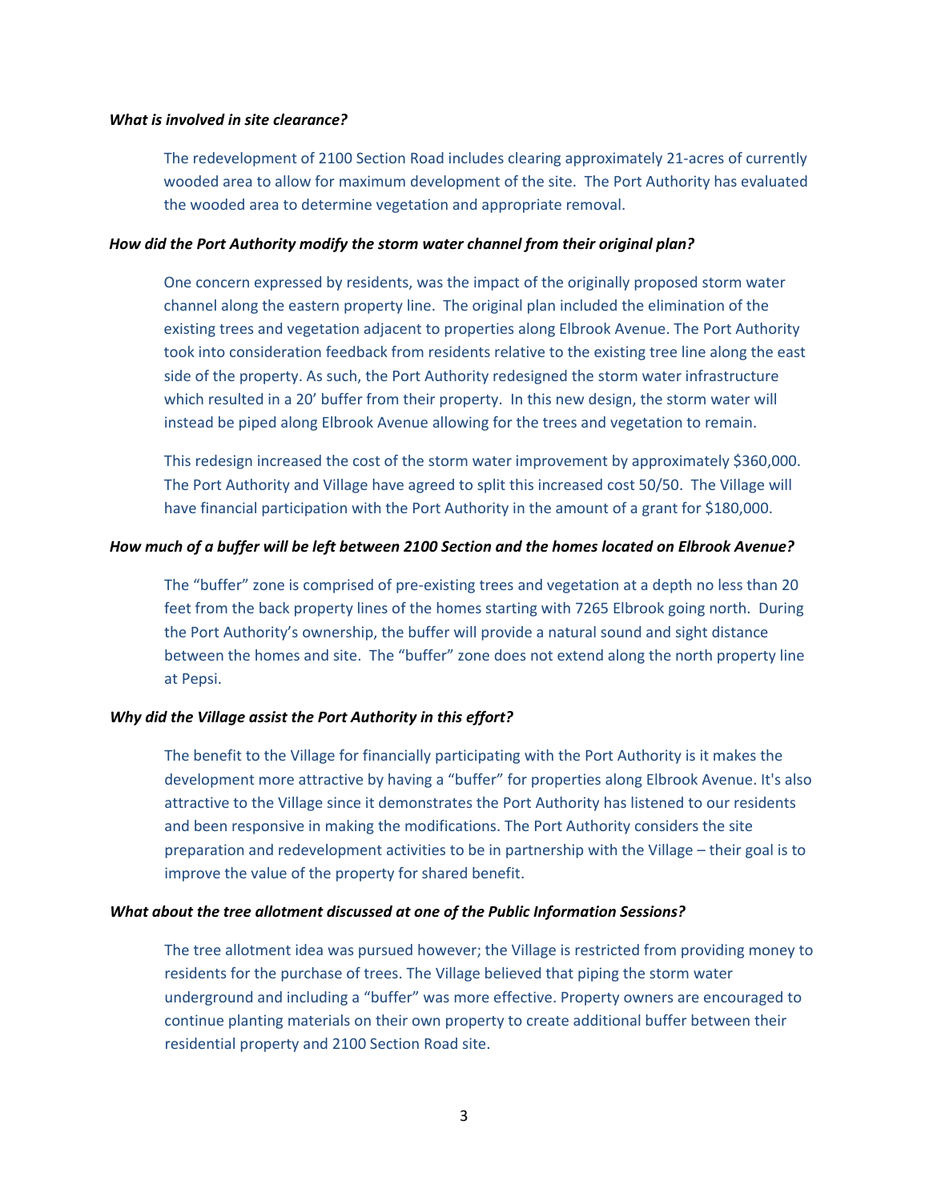***What is involved in site clearance?***

The redevelopment of 2100 Section Road includes clearing approximately 21-acres of currently wooded area to allow for maximum development of the site. The Port Authority has evaluated the wooded area to determine vegetation and appropriate removal.

***How did the Port Authority modify the storm water channel from their original plan?***

One concern expressed by residents, was the impact of the originally proposed storm water channel along the eastern property line. The original plan included the elimination of the existing trees and vegetation adjacent to properties along Elbrook Avenue. The Port Authority took into consideration feedback from residents relative to the existing tree line along the east side of the property. As such, the Port Authority redesigned the storm water infrastructure which resulted in a 20' buffer from their property. In this new design, the storm water will instead be piped along Elbrook Avenue allowing for the trees and vegetation to remain.

This redesign increased the cost of the storm water improvement by approximately $360,000. The Port Authority and Village have agreed to split this increased cost 50/50. The Village will have financial participation with the Port Authority in the amount of a grant for $180,000.

***How much of a buffer will be left between 2100 Section and the homes located on Elbrook Avenue?***

The "buffer" zone is comprised of pre-existing trees and vegetation at a depth no less than 20 feet from the back property lines of the homes starting with 7265 Elbrook going north. During the Port Authority's ownership, the buffer will provide a natural sound and sight distance between the homes and site. The "buffer" zone does not extend along the north property line at Pepsi.

***Why did the Village assist the Port Authority in this effort?***

The benefit to the Village for financially participating with the Port Authority is it makes the development more attractive by having a "buffer" for properties along Elbrook Avenue. It's also attractive to the Village since it demonstrates the Port Authority has listened to our residents and been responsive in making the modifications. The Port Authority considers the site preparation and redevelopment activities to be in partnership with the Village – their goal is to improve the value of the property for shared benefit.

***What about the tree allotment discussed at one of the Public Information Sessions?***

The tree allotment idea was pursued however; the Village is restricted from providing money to residents for the purchase of trees. The Village believed that piping the storm water underground and including a "buffer" was more effective. Property owners are encouraged to continue planting materials on their own property to create additional buffer between their residential property and 2100 Section Road site.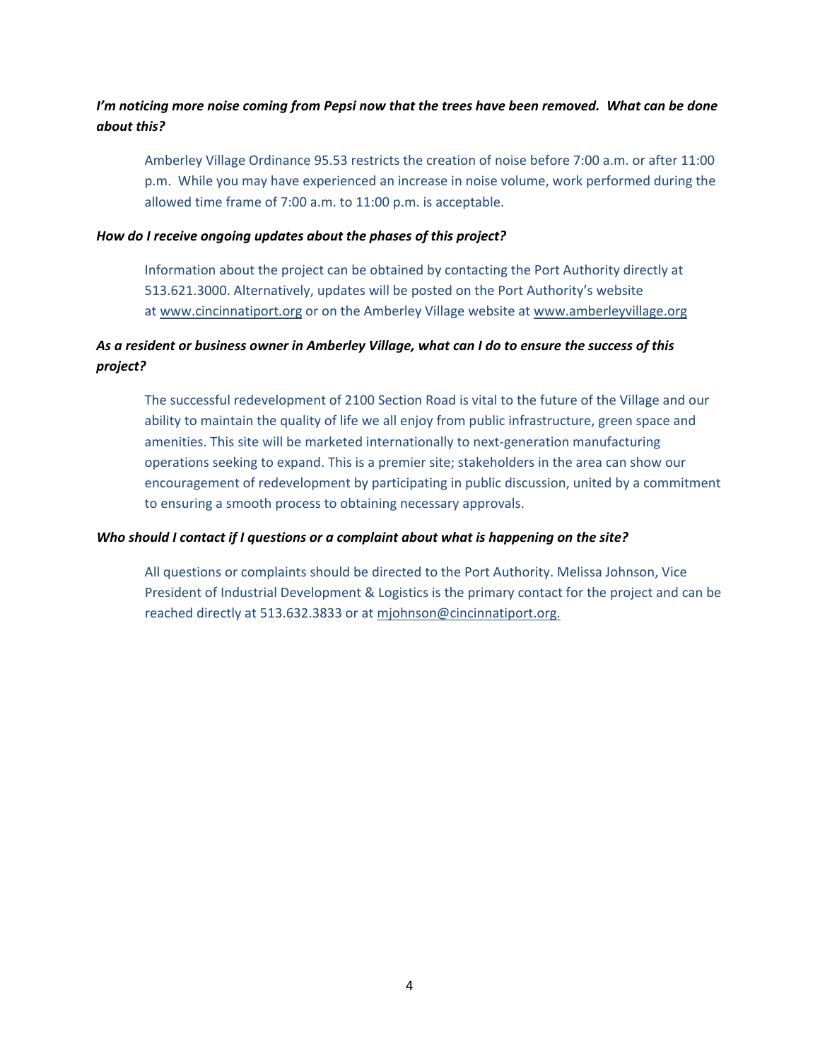***I'm noticing more noise coming from Pepsi now that the trees have been removed. What can be done about this?***

Amberley Village Ordinance 95.53 restricts the creation of noise before 7:00 a.m. or after 11:00 p.m. While you may have experienced an increase in noise volume, work performed during the allowed time frame of 7:00 a.m. to 11:00 p.m. is acceptable.

***How do I receive ongoing updates about the phases of this project?***

Information about the project can be obtained by contacting the Port Authority directly at 513.621.3000. Alternatively, updates will be posted on the Port Authority's website at www.cincinnatiport.org or on the Amberley Village website at www.amberleyvillage.org

***As a resident or business owner in Amberley Village, what can I do to ensure the success of this project?***

The successful redevelopment of 2100 Section Road is vital to the future of the Village and our ability to maintain the quality of life we all enjoy from public infrastructure, green space and amenities. This site will be marketed internationally to next-generation manufacturing operations seeking to expand. This is a premier site; stakeholders in the area can show our encouragement of redevelopment by participating in public discussion, united by a commitment to ensuring a smooth process to obtaining necessary approvals.

***Who should I contact if I questions or a complaint about what is happening on the site?***

All questions or complaints should be directed to the Port Authority. Melissa Johnson, Vice President of Industrial Development & Logistics is the primary contact for the project and can be reached directly at 513.632.3833 or at mjohnson@cincinnatiport.org.